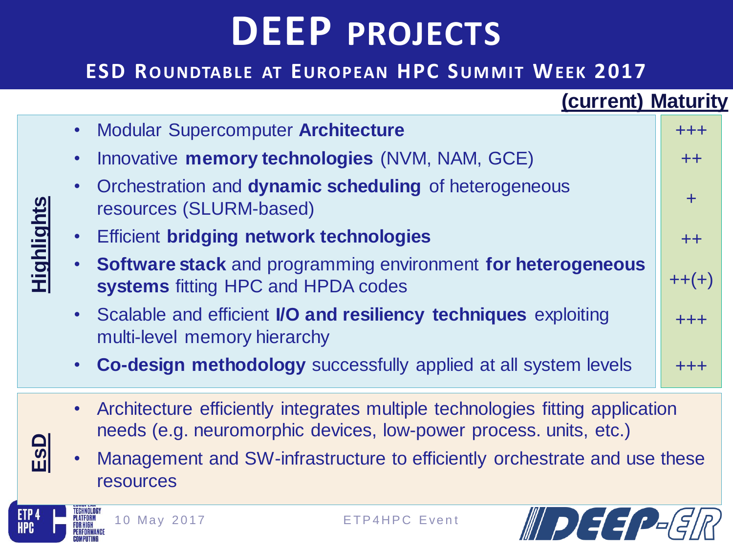# DEEP PROJECTS

## ESD ROUNDTABLE AT EUROPEAN HPC SUMMIT WEEK 2017

### Highlights

| Highlights | (current) Maturity |
|---|---|
| Modular Supercomputer **Architecture** | +++ |
| Innovative **memory technologies** (NVM, NAM, GCE) | ++ |
| Orchestration and **dynamic scheduling** of heterogeneous resources (SLURM-based) | + |
| Efficient **bridging network technologies** | ++ |
| **Software stack** and programming environment **for heterogeneous systems** fitting HPC and HPDA codes | ++(+) |
| Scalable and efficient **I/O and resiliency techniques** exploiting multi-level memory hierarchy | +++ |
| **Co-design methodology** successfully applied at all system levels | +++ |

### EsD

- Architecture efficiently integrates multiple technologies fitting application needs (e.g. neuromorphic devices, low-power process. units, etc.)
- Management and SW-infrastructure to efficiently orchestrate and use these resources

10 May 2017 ETP4HPC Event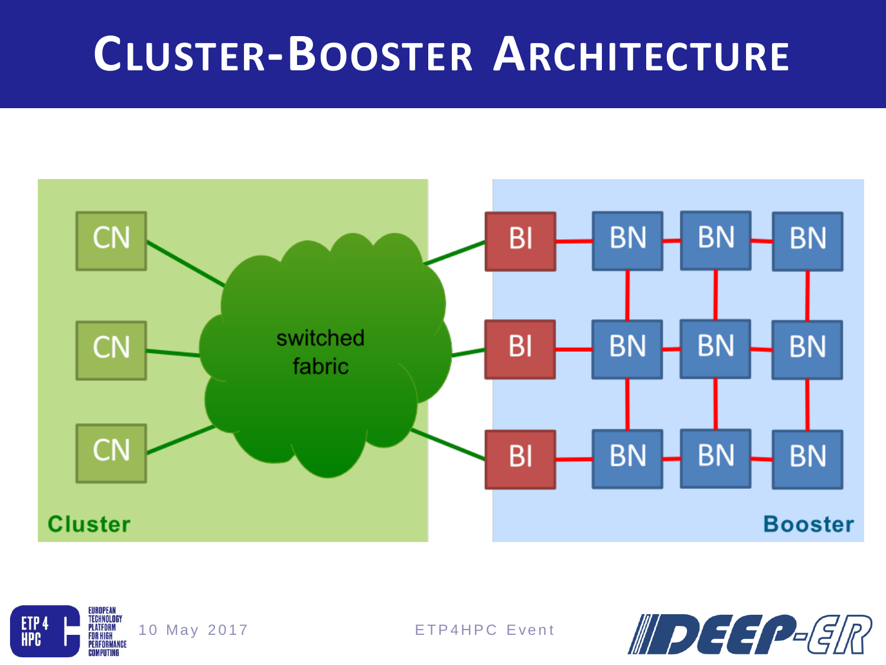# Cluster-Booster Architecture

CN

CN

CN

switched fabric

BI

BI

BI

BN BN BN

BN BN BN

BN BN BN

Cluster

Booster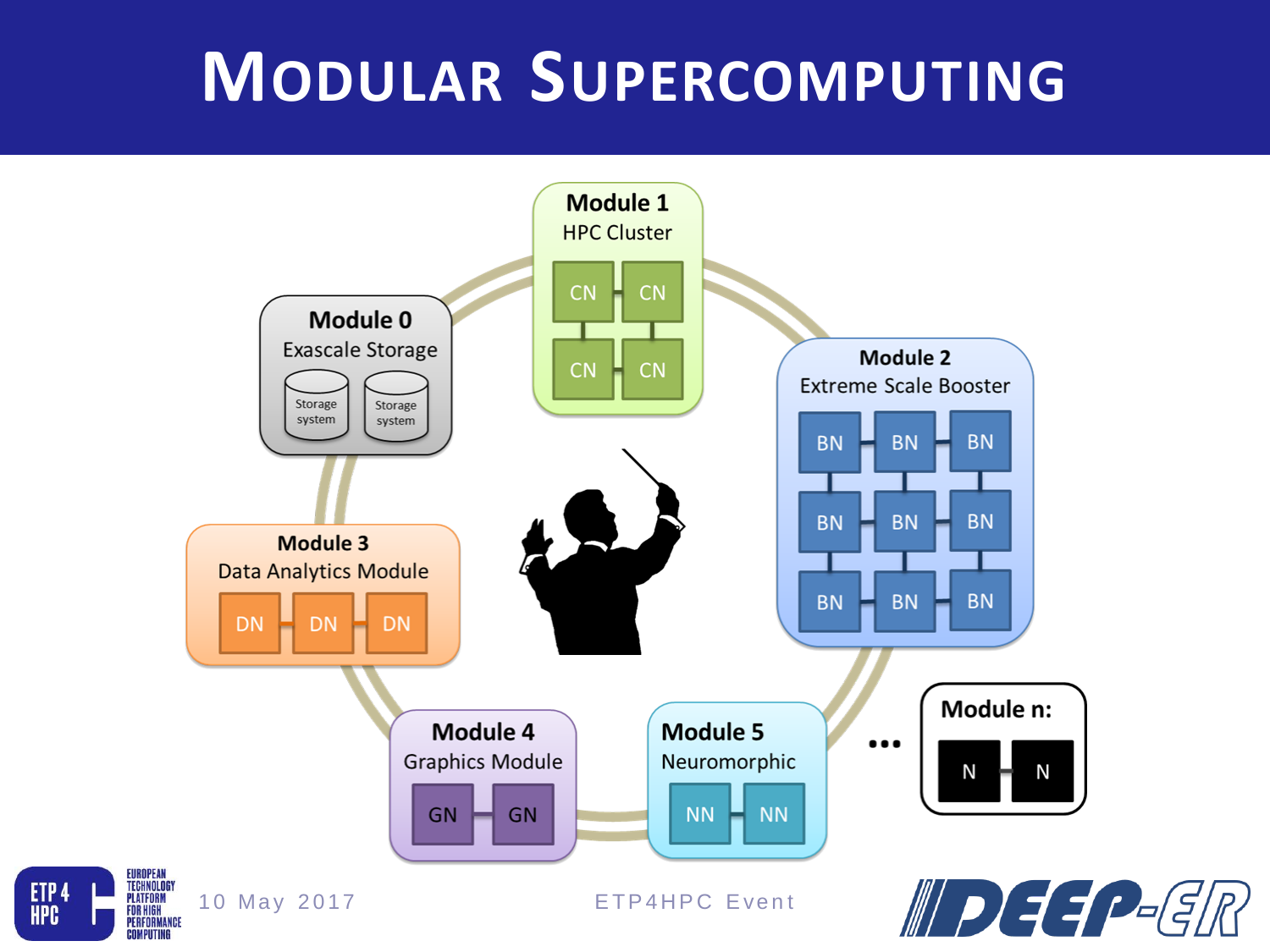# Modular Supercomputing

**Module 0**
Exascale Storage
- Storage system
- Storage system

**Module 1**
HPC Cluster
- CN, CN, CN, CN

**Module 2**
Extreme Scale Booster
- BN, BN, BN, BN, BN, BN, BN, BN, BN

**Module 3**
Data Analytics Module
- DN, DN, DN

**Module 4**
Graphics Module
- GN, GN

**Module 5**
Neuromorphic
- NN, NN

...

**Module n:**
- N, N

10 May 2017 ETP4HPC Event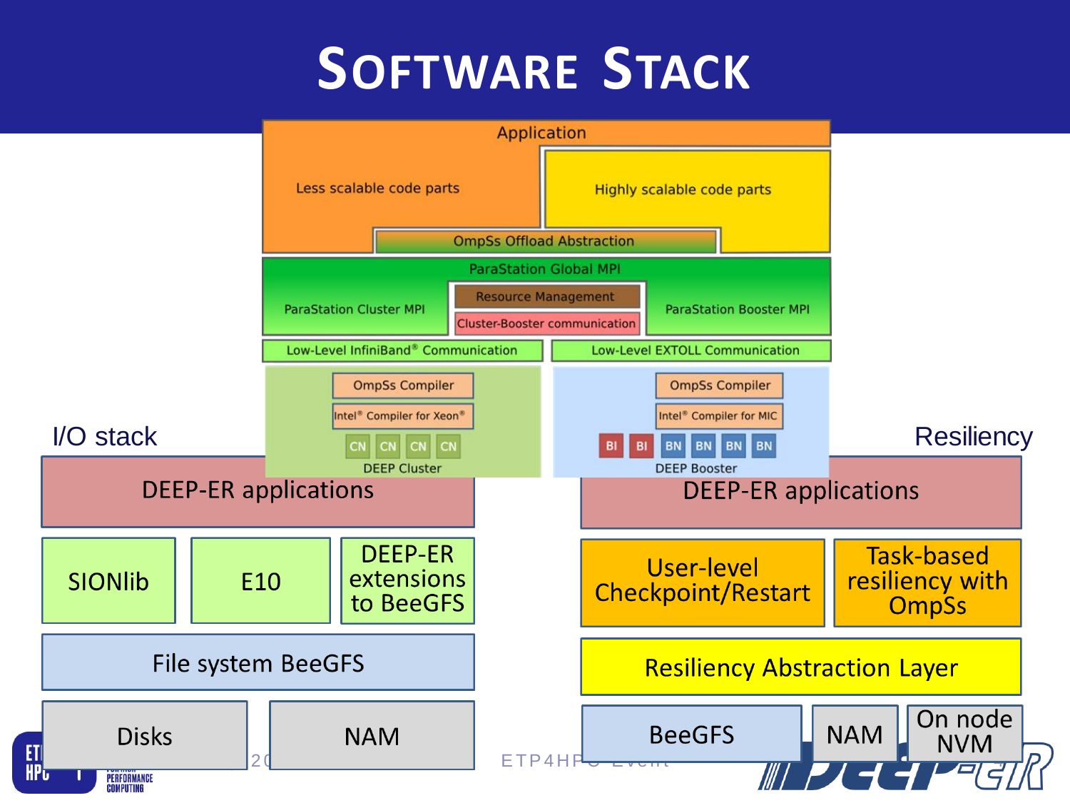# Software Stack

Application

Less scalable code parts

Highly scalable code parts

OmpSs Offload Abstraction

ParaStation Global MPI

ParaStation Cluster MPI

Resource Management

Cluster-Booster communication

ParaStation Booster MPI

Low-Level InfiniBand® Communication

Low-Level EXTOLL Communication

OmpSs Compiler

Intel® Compiler for Xeon®

CN CN CN CN

DEEP Cluster

OmpSs Compiler

Intel® Compiler for MIC

BI BI BN BN BN BN

DEEP Booster

## I/O stack

DEEP-ER applications

SIONlib | E10 | DEEP-ER extensions to BeeGFS

File system BeeGFS

Disks | NAM

## Resiliency

DEEP-ER applications

User-level Checkpoint/Restart | Task-based resiliency with OmpSs

Resiliency Abstraction Layer

BeeGFS | NAM | On node NVM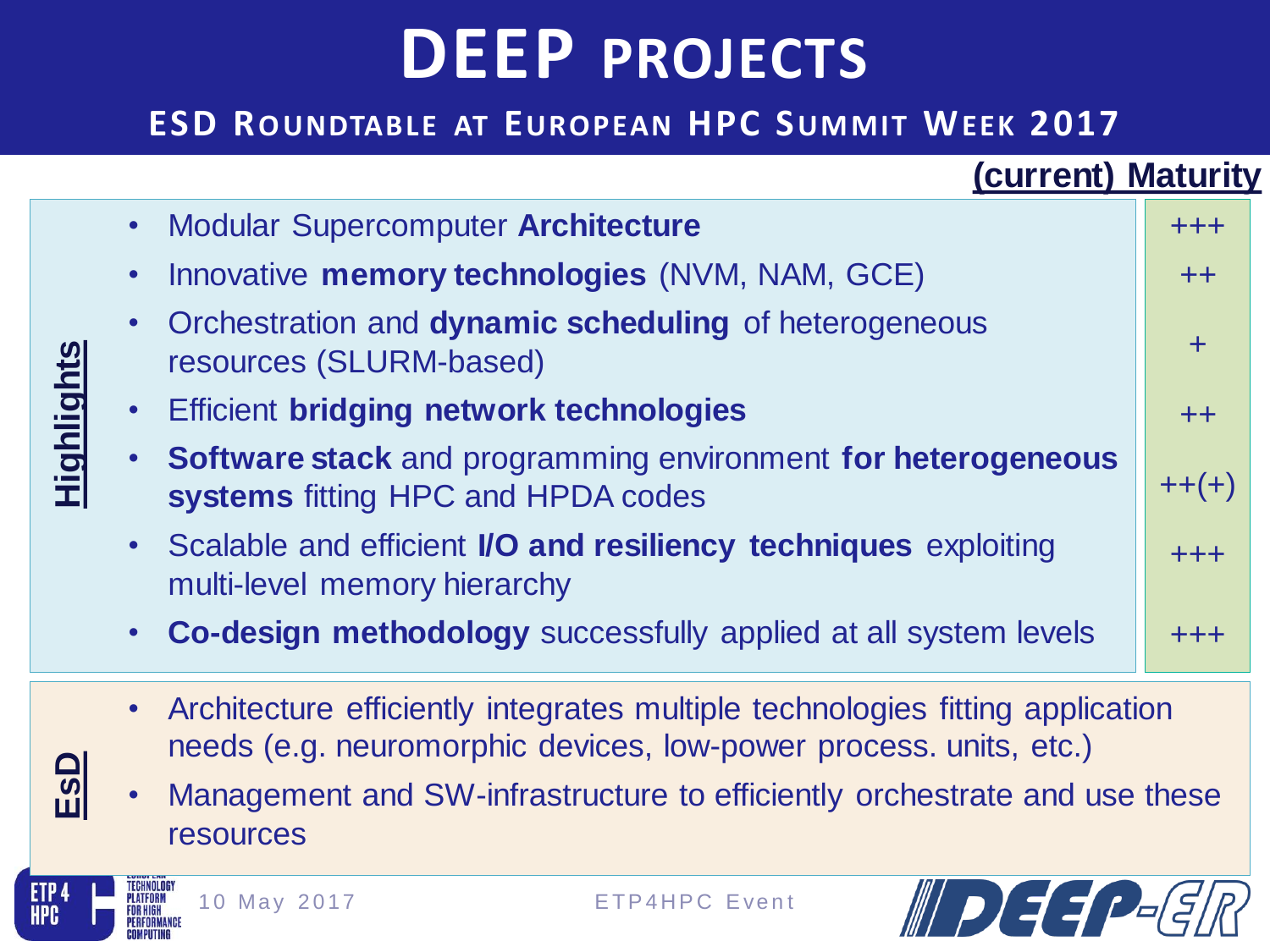# DEEP projects

## ESD Roundtable at European HPC Summit Week 2017

**Highlights**

| Highlights | (current) Maturity |
|---|---|
| Modular Supercomputer **Architecture** | +++ |
| Innovative **memory technologies** (NVM, NAM, GCE) | ++ |
| Orchestration and **dynamic scheduling** of heterogeneous resources (SLURM-based) | + |
| Efficient **bridging network technologies** | ++ |
| **Software stack** and programming environment **for heterogeneous systems** fitting HPC and HPDA codes | ++(+) |
| Scalable and efficient **I/O and resiliency techniques** exploiting multi-level memory hierarchy | +++ |
| **Co-design methodology** successfully applied at all system levels | +++ |

**EsD**

- Architecture efficiently integrates multiple technologies fitting application needs (e.g. neuromorphic devices, low-power process. units, etc.)
- Management and SW-infrastructure to efficiently orchestrate and use these resources

10 May 2017 ETP4HPC Event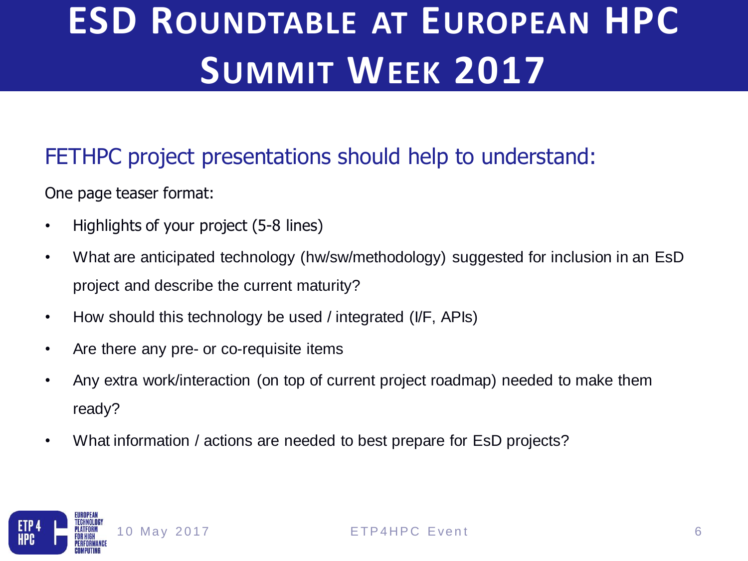# ESD Roundtable at European HPC Summit Week 2017

## FETHPC project presentations should help to understand:

One page teaser format:

- Highlights of your project (5-8 lines)
- What are anticipated technology (hw/sw/methodology) suggested for inclusion in an EsD project and describe the current maturity?
- How should this technology be used / integrated (I/F, APIs)
- Are there any pre- or co-requisite items
- Any extra work/interaction (on top of current project roadmap) needed to make them ready?
- What information / actions are needed to best prepare for EsD projects?